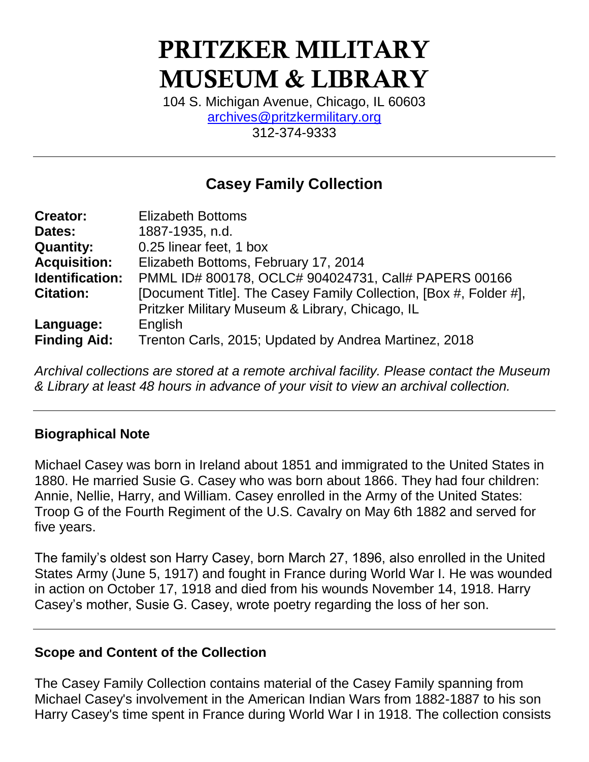# PRITZKER MILITARY MUSEUM & LIBRARY

104 S. Michigan Avenue, Chicago, IL 60603
archives@pritzkermilitary.org
312-374-9333

---

## Casey Family Collection

| | |
|---|---|
| **Creator:** | Elizabeth Bottoms |
| **Dates:** | 1887-1935, n.d. |
| **Quantity:** | 0.25 linear feet, 1 box |
| **Acquisition:** | Elizabeth Bottoms, February 17, 2014 |
| **Identification:** | PMML ID# 800178, OCLC# 904024731, Call# PAPERS 00166 |
| **Citation:** | [Document Title]. The Casey Family Collection, [Box #, Folder #], Pritzker Military Museum & Library, Chicago, IL |
| **Language:** | English |
| **Finding Aid:** | Trenton Carls, 2015; Updated by Andrea Martinez, 2018 |

*Archival collections are stored at a remote archival facility. Please contact the Museum & Library at least 48 hours in advance of your visit to view an archival collection.*

---

### Biographical Note

Michael Casey was born in Ireland about 1851 and immigrated to the United States in 1880. He married Susie G. Casey who was born about 1866. They had four children: Annie, Nellie, Harry, and William. Casey enrolled in the Army of the United States: Troop G of the Fourth Regiment of the U.S. Cavalry on May 6th 1882 and served for five years.

The family's oldest son Harry Casey, born March 27, 1896, also enrolled in the United States Army (June 5, 1917) and fought in France during World War I. He was wounded in action on October 17, 1918 and died from his wounds November 14, 1918. Harry Casey's mother, Susie G. Casey, wrote poetry regarding the loss of her son.

---

### Scope and Content of the Collection

The Casey Family Collection contains material of the Casey Family spanning from Michael Casey's involvement in the American Indian Wars from 1882-1887 to his son Harry Casey's time spent in France during World War I in 1918. The collection consists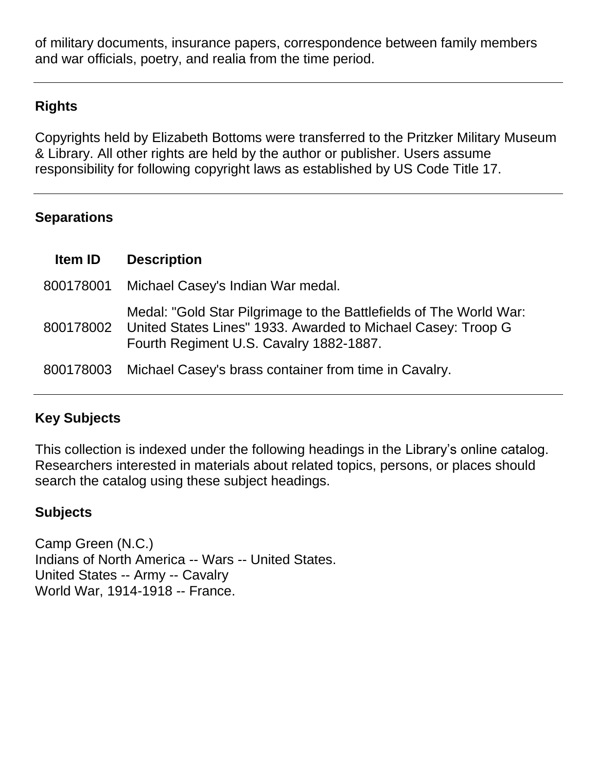of military documents, insurance papers, correspondence between family members and war officials, poetry, and realia from the time period.

---

## Rights

Copyrights held by Elizabeth Bottoms were transferred to the Pritzker Military Museum & Library. All other rights are held by the author or publisher. Users assume responsibility for following copyright laws as established by US Code Title 17.

---

## Separations

| Item ID | Description |
|---|---|
| 800178001 | Michael Casey's Indian War medal. |
| 800178002 | Medal: "Gold Star Pilgrimage to the Battlefields of The World War: United States Lines" 1933. Awarded to Michael Casey: Troop G Fourth Regiment U.S. Cavalry 1882-1887. |
| 800178003 | Michael Casey's brass container from time in Cavalry. |

---

## Key Subjects

This collection is indexed under the following headings in the Library's online catalog. Researchers interested in materials about related topics, persons, or places should search the catalog using these subject headings.

### Subjects

Camp Green (N.C.)
Indians of North America -- Wars -- United States.
United States -- Army -- Cavalry
World War, 1914-1918 -- France.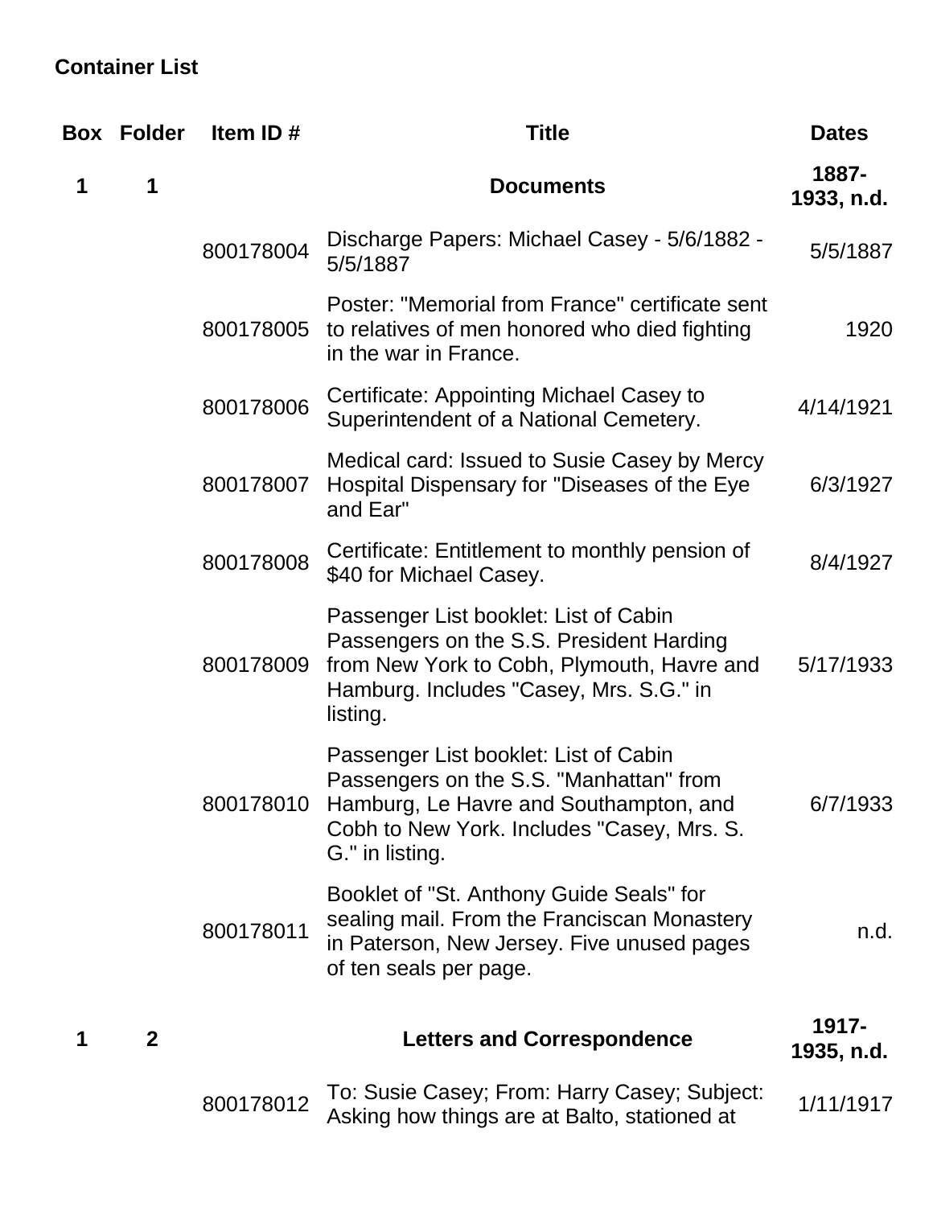## Container List

| Box | Folder | Item ID # | Title | Dates |
| --- | --- | --- | --- | --- |
| **1** | **1** | | **Documents** | **1887-1933, n.d.** |
| | | 800178004 | Discharge Papers: Michael Casey - 5/6/1882 - 5/5/1887 | 5/5/1887 |
| | | 800178005 | Poster: "Memorial from France" certificate sent to relatives of men honored who died fighting in the war in France. | 1920 |
| | | 800178006 | Certificate: Appointing Michael Casey to Superintendent of a National Cemetery. | 4/14/1921 |
| | | 800178007 | Medical card: Issued to Susie Casey by Mercy Hospital Dispensary for "Diseases of the Eye and Ear" | 6/3/1927 |
| | | 800178008 | Certificate: Entitlement to monthly pension of $40 for Michael Casey. | 8/4/1927 |
| | | 800178009 | Passenger List booklet: List of Cabin Passengers on the S.S. President Harding from New York to Cobh, Plymouth, Havre and Hamburg. Includes "Casey, Mrs. S.G." in listing. | 5/17/1933 |
| | | 800178010 | Passenger List booklet: List of Cabin Passengers on the S.S. "Manhattan" from Hamburg, Le Havre and Southampton, and Cobh to New York. Includes "Casey, Mrs. S. G." in listing. | 6/7/1933 |
| | | 800178011 | Booklet of "St. Anthony Guide Seals" for sealing mail. From the Franciscan Monastery in Paterson, New Jersey. Five unused pages of ten seals per page. | n.d. |
| **1** | **2** | | **Letters and Correspondence** | **1917-1935, n.d.** |
| | | 800178012 | To: Susie Casey; From: Harry Casey; Subject: Asking how things are at Balto, stationed at | 1/11/1917 |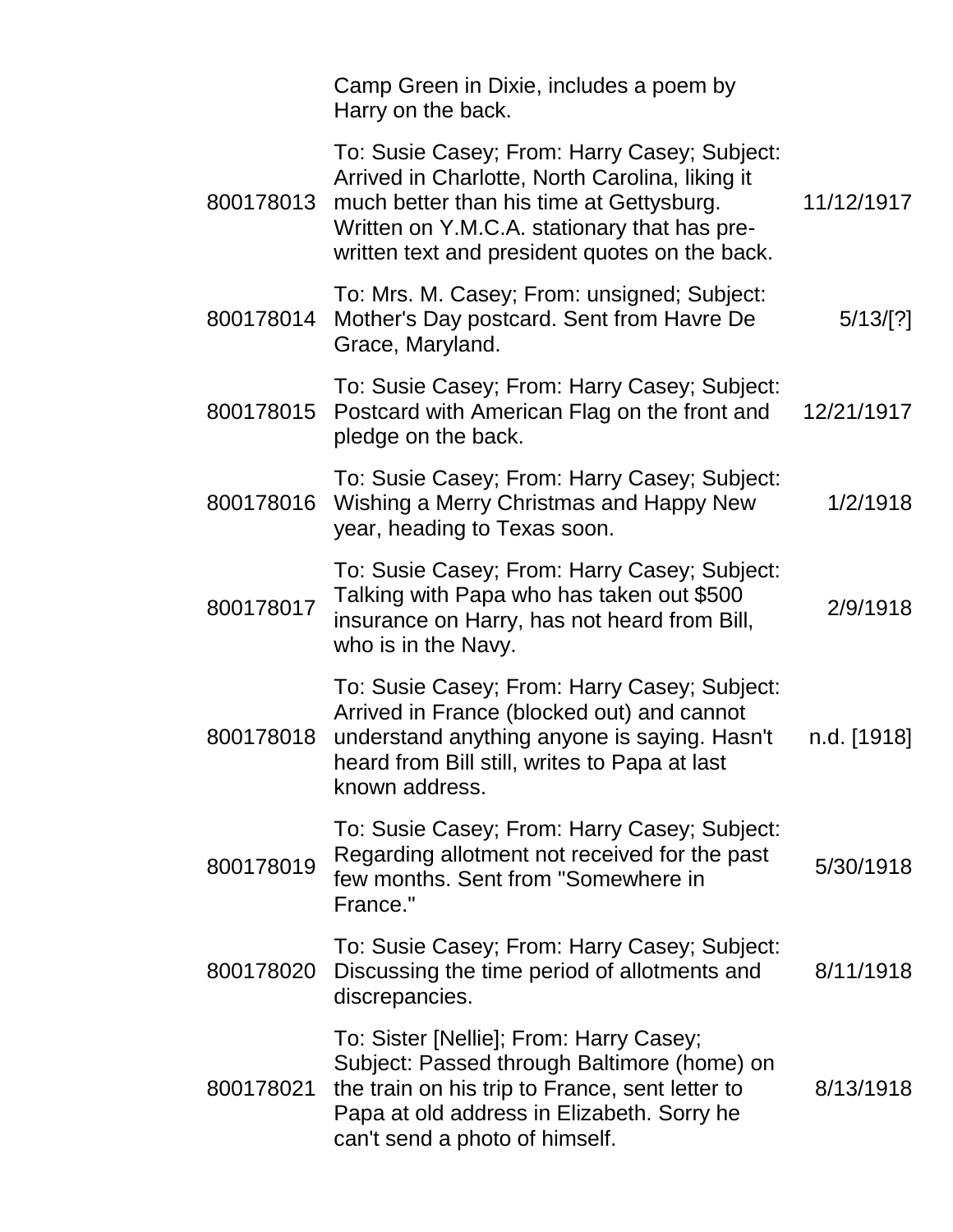| | | |
|---|---|---|
| | Camp Green in Dixie, includes a poem by Harry on the back. | |
| 800178013 | To: Susie Casey; From: Harry Casey; Subject: Arrived in Charlotte, North Carolina, liking it much better than his time at Gettysburg. Written on Y.M.C.A. stationary that has pre-written text and president quotes on the back. | 11/12/1917 |
| 800178014 | To: Mrs. M. Casey; From: unsigned; Subject: Mother's Day postcard. Sent from Havre De Grace, Maryland. | 5/13/[?] |
| 800178015 | To: Susie Casey; From: Harry Casey; Subject: Postcard with American Flag on the front and pledge on the back. | 12/21/1917 |
| 800178016 | To: Susie Casey; From: Harry Casey; Subject: Wishing a Merry Christmas and Happy New year, heading to Texas soon. | 1/2/1918 |
| 800178017 | To: Susie Casey; From: Harry Casey; Subject: Talking with Papa who has taken out $500 insurance on Harry, has not heard from Bill, who is in the Navy. | 2/9/1918 |
| 800178018 | To: Susie Casey; From: Harry Casey; Subject: Arrived in France (blocked out) and cannot understand anything anyone is saying. Hasn't heard from Bill still, writes to Papa at last known address. | n.d. [1918] |
| 800178019 | To: Susie Casey; From: Harry Casey; Subject: Regarding allotment not received for the past few months. Sent from "Somewhere in France." | 5/30/1918 |
| 800178020 | To: Susie Casey; From: Harry Casey; Subject: Discussing the time period of allotments and discrepancies. | 8/11/1918 |
| 800178021 | To: Sister [Nellie]; From: Harry Casey; Subject: Passed through Baltimore (home) on the train on his trip to France, sent letter to Papa at old address in Elizabeth. Sorry he can't send a photo of himself. | 8/13/1918 |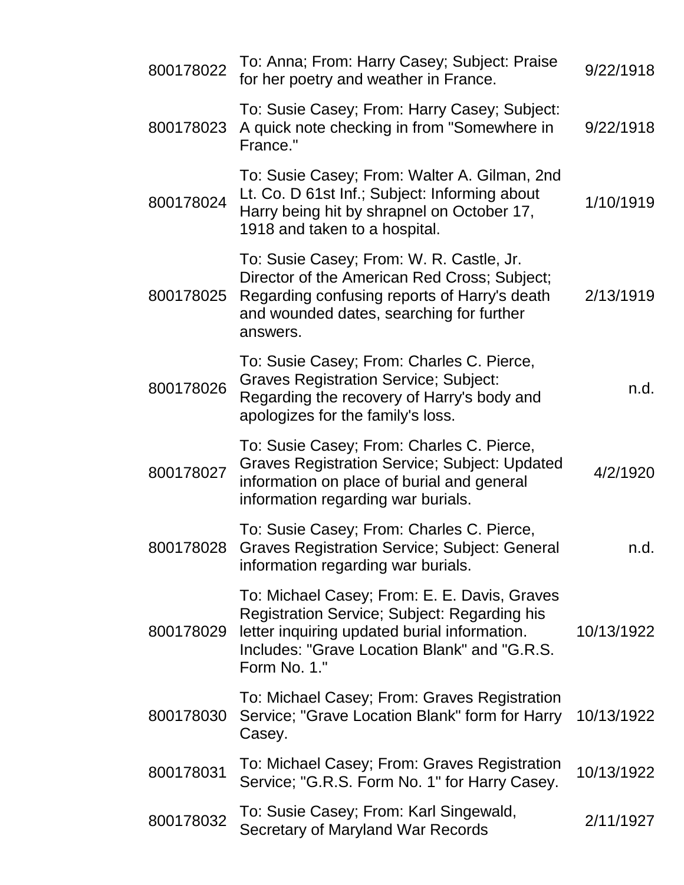| | | |
|---|---|---|
| 800178022 | To: Anna; From: Harry Casey; Subject: Praise for her poetry and weather in France. | 9/22/1918 |
| 800178023 | To: Susie Casey; From: Harry Casey; Subject: A quick note checking in from "Somewhere in France." | 9/22/1918 |
| 800178024 | To: Susie Casey; From: Walter A. Gilman, 2nd Lt. Co. D 61st Inf.; Subject: Informing about Harry being hit by shrapnel on October 17, 1918 and taken to a hospital. | 1/10/1919 |
| 800178025 | To: Susie Casey; From: W. R. Castle, Jr. Director of the American Red Cross; Subject; Regarding confusing reports of Harry's death and wounded dates, searching for further answers. | 2/13/1919 |
| 800178026 | To: Susie Casey; From: Charles C. Pierce, Graves Registration Service; Subject: Regarding the recovery of Harry's body and apologizes for the family's loss. | n.d. |
| 800178027 | To: Susie Casey; From: Charles C. Pierce, Graves Registration Service; Subject: Updated information on place of burial and general information regarding war burials. | 4/2/1920 |
| 800178028 | To: Susie Casey; From: Charles C. Pierce, Graves Registration Service; Subject: General information regarding war burials. | n.d. |
| 800178029 | To: Michael Casey; From: E. E. Davis, Graves Registration Service; Subject: Regarding his letter inquiring updated burial information. Includes: "Grave Location Blank" and "G.R.S. Form No. 1." | 10/13/1922 |
| 800178030 | To: Michael Casey; From: Graves Registration Service; "Grave Location Blank" form for Harry Casey. | 10/13/1922 |
| 800178031 | To: Michael Casey; From: Graves Registration Service; "G.R.S. Form No. 1" for Harry Casey. | 10/13/1922 |
| 800178032 | To: Susie Casey; From: Karl Singewald, Secretary of Maryland War Records | 2/11/1927 |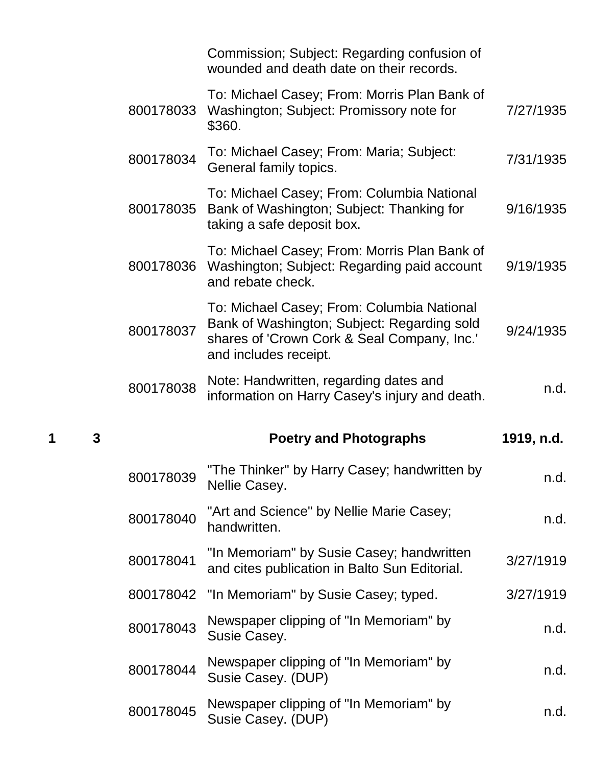| Box | Folder | Item ID | Description | Date |
|---|---|---|---|---|
| | | | Commission; Subject: Regarding confusion of wounded and death date on their records. | |
| | | 800178033 | To: Michael Casey; From: Morris Plan Bank of Washington; Subject: Promissory note for $360. | 7/27/1935 |
| | | 800178034 | To: Michael Casey; From: Maria; Subject: General family topics. | 7/31/1935 |
| | | 800178035 | To: Michael Casey; From: Columbia National Bank of Washington; Subject: Thanking for taking a safe deposit box. | 9/16/1935 |
| | | 800178036 | To: Michael Casey; From: Morris Plan Bank of Washington; Subject: Regarding paid account and rebate check. | 9/19/1935 |
| | | 800178037 | To: Michael Casey; From: Columbia National Bank of Washington; Subject: Regarding sold shares of 'Crown Cork & Seal Company, Inc.' and includes receipt. | 9/24/1935 |
| | | 800178038 | Note: Handwritten, regarding dates and information on Harry Casey's injury and death. | n.d. |
| **1** | **3** | | **Poetry and Photographs** | **1919, n.d.** |
| | | 800178039 | "The Thinker" by Harry Casey; handwritten by Nellie Casey. | n.d. |
| | | 800178040 | "Art and Science" by Nellie Marie Casey; handwritten. | n.d. |
| | | 800178041 | "In Memoriam" by Susie Casey; handwritten and cites publication in Balto Sun Editorial. | 3/27/1919 |
| | | 800178042 | "In Memoriam" by Susie Casey; typed. | 3/27/1919 |
| | | 800178043 | Newspaper clipping of "In Memoriam" by Susie Casey. | n.d. |
| | | 800178044 | Newspaper clipping of "In Memoriam" by Susie Casey. (DUP) | n.d. |
| | | 800178045 | Newspaper clipping of "In Memoriam" by Susie Casey. (DUP) | n.d. |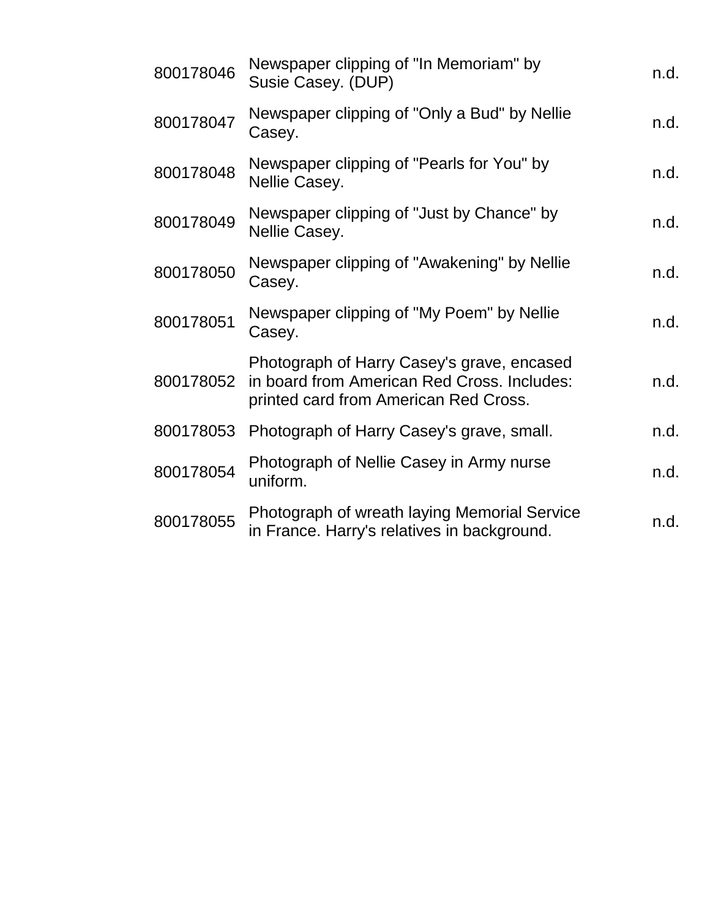| | | |
|---|---|---|
| 800178046 | Newspaper clipping of "In Memoriam" by Susie Casey. (DUP) | n.d. |
| 800178047 | Newspaper clipping of "Only a Bud" by Nellie Casey. | n.d. |
| 800178048 | Newspaper clipping of "Pearls for You" by Nellie Casey. | n.d. |
| 800178049 | Newspaper clipping of "Just by Chance" by Nellie Casey. | n.d. |
| 800178050 | Newspaper clipping of "Awakening" by Nellie Casey. | n.d. |
| 800178051 | Newspaper clipping of "My Poem" by Nellie Casey. | n.d. |
| 800178052 | Photograph of Harry Casey's grave, encased in board from American Red Cross. Includes: printed card from American Red Cross. | n.d. |
| 800178053 | Photograph of Harry Casey's grave, small. | n.d. |
| 800178054 | Photograph of Nellie Casey in Army nurse uniform. | n.d. |
| 800178055 | Photograph of wreath laying Memorial Service in France. Harry's relatives in background. | n.d. |